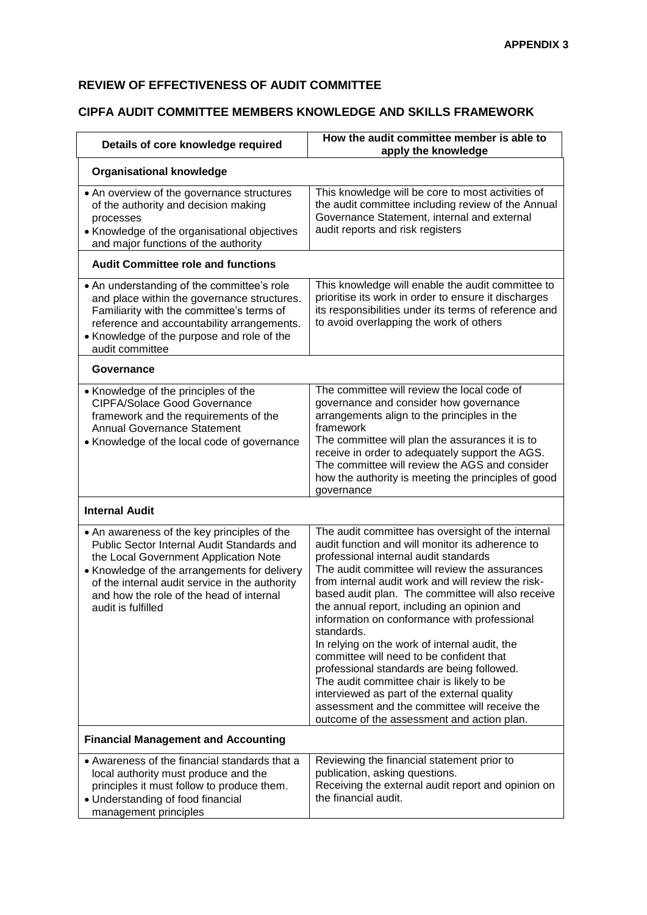**APPENDIX 3**

## REVIEW OF EFFECTIVENESS OF AUDIT COMMITTEE

## CIPFA AUDIT COMMITTEE MEMBERS KNOWLEDGE AND SKILLS FRAMEWORK

| Details of core knowledge required | How the audit committee member is able to apply the knowledge |
|---|---|
| **Organisational knowledge** | |
| • An overview of the governance structures of the authority and decision making processes<br>• Knowledge of the organisational objectives and major functions of the authority | This knowledge will be core to most activities of the audit committee including review of the Annual Governance Statement, internal and external audit reports and risk registers |
| **Audit Committee role and functions** | |
| • An understanding of the committee's role and place within the governance structures. Familiarity with the committee's terms of reference and accountability arrangements.<br>• Knowledge of the purpose and role of the audit committee | This knowledge will enable the audit committee to prioritise its work in order to ensure it discharges its responsibilities under its terms of reference and to avoid overlapping the work of others |
| **Governance** | |
| • Knowledge of the principles of the CIPFA/Solace Good Governance framework and the requirements of the Annual Governance Statement<br>• Knowledge of the local code of governance | The committee will review the local code of governance and consider how governance arrangements align to the principles in the framework<br>The committee will plan the assurances it is to receive in order to adequately support the AGS. The committee will review the AGS and consider how the authority is meeting the principles of good governance |
| **Internal Audit** | |
| • An awareness of the key principles of the Public Sector Internal Audit Standards and the Local Government Application Note<br>• Knowledge of the arrangements for delivery of the internal audit service in the authority and how the role of the head of internal audit is fulfilled | The audit committee has oversight of the internal audit function and will monitor its adherence to professional internal audit standards<br>The audit committee will review the assurances from internal audit work and will review the risk-based audit plan. The committee will also receive the annual report, including an opinion and information on conformance with professional standards.<br>In relying on the work of internal audit, the committee will need to be confident that professional standards are being followed.<br>The audit committee chair is likely to be interviewed as part of the external quality assessment and the committee will receive the outcome of the assessment and action plan. |
| **Financial Management and Accounting** | |
| • Awareness of the financial standards that a local authority must produce and the principles it must follow to produce them.<br>• Understanding of food financial management principles | Reviewing the financial statement prior to publication, asking questions.<br>Receiving the external audit report and opinion on the financial audit. |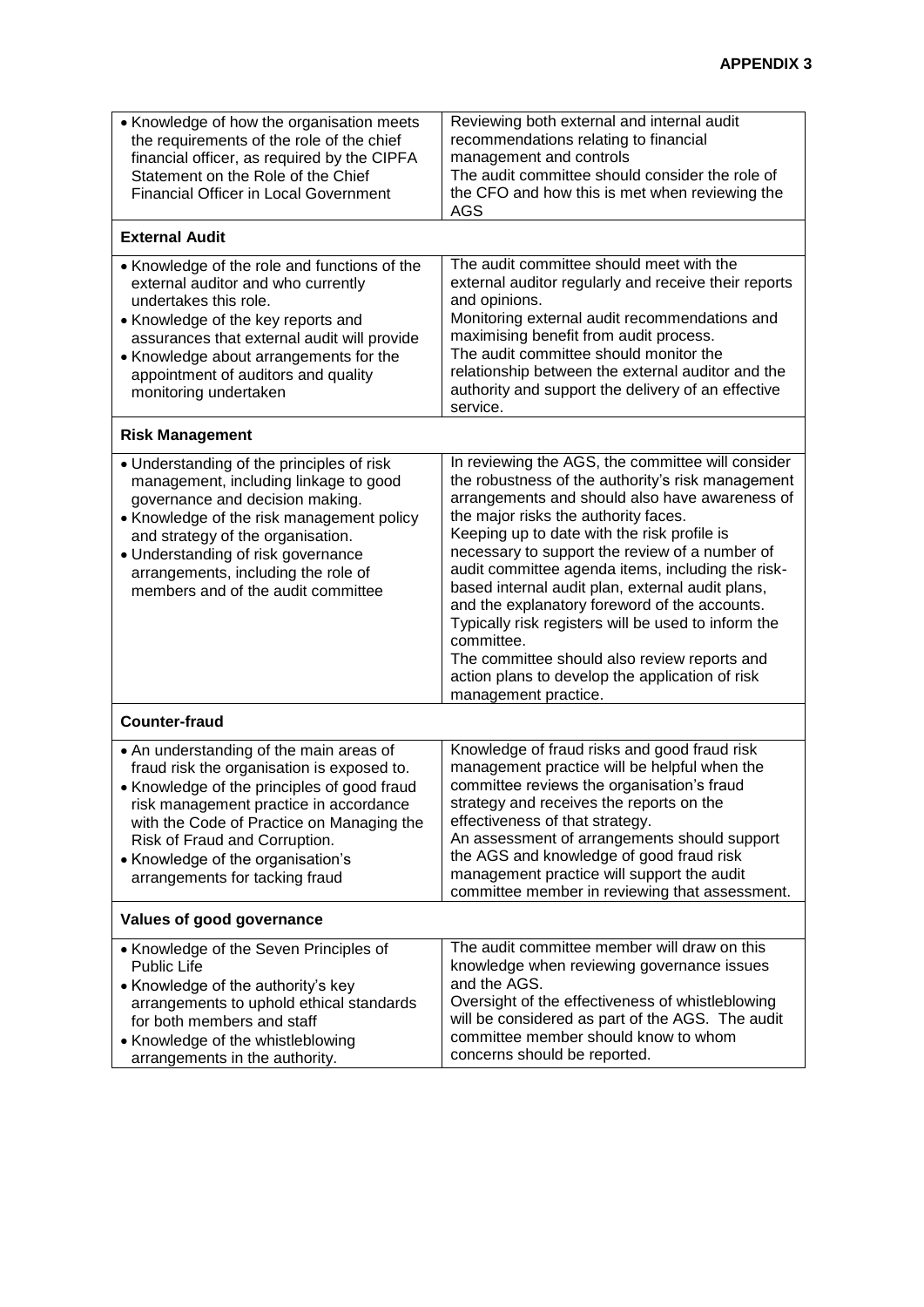**APPENDIX 3**

| | |
|---|---|
| • Knowledge of how the organisation meets the requirements of the role of the chief financial officer, as required by the CIPFA Statement on the Role of the Chief Financial Officer in Local Government | Reviewing both external and internal audit recommendations relating to financial management and controls<br>The audit committee should consider the role of the CFO and how this is met when reviewing the AGS |
| **External Audit** | |
| • Knowledge of the role and functions of the external auditor and who currently undertakes this role.<br>• Knowledge of the key reports and assurances that external audit will provide<br>• Knowledge about arrangements for the appointment of auditors and quality monitoring undertaken | The audit committee should meet with the external auditor regularly and receive their reports and opinions.<br>Monitoring external audit recommendations and maximising benefit from audit process.<br>The audit committee should monitor the relationship between the external auditor and the authority and support the delivery of an effective service. |
| **Risk Management** | |
| • Understanding of the principles of risk management, including linkage to good governance and decision making.<br>• Knowledge of the risk management policy and strategy of the organisation.<br>• Understanding of risk governance arrangements, including the role of members and of the audit committee | In reviewing the AGS, the committee will consider the robustness of the authority's risk management arrangements and should also have awareness of the major risks the authority faces.<br>Keeping up to date with the risk profile is necessary to support the review of a number of audit committee agenda items, including the risk-based internal audit plan, external audit plans, and the explanatory foreword of the accounts. Typically risk registers will be used to inform the committee.<br>The committee should also review reports and action plans to develop the application of risk management practice. |
| **Counter-fraud** | |
| • An understanding of the main areas of fraud risk the organisation is exposed to.<br>• Knowledge of the principles of good fraud risk management practice in accordance with the Code of Practice on Managing the Risk of Fraud and Corruption.<br>• Knowledge of the organisation's arrangements for tacking fraud | Knowledge of fraud risks and good fraud risk management practice will be helpful when the committee reviews the organisation's fraud strategy and receives the reports on the effectiveness of that strategy.<br>An assessment of arrangements should support the AGS and knowledge of good fraud risk management practice will support the audit committee member in reviewing that assessment. |
| **Values of good governance** | |
| • Knowledge of the Seven Principles of Public Life<br>• Knowledge of the authority's key arrangements to uphold ethical standards for both members and staff<br>• Knowledge of the whistleblowing arrangements in the authority. | The audit committee member will draw on this knowledge when reviewing governance issues and the AGS.<br>Oversight of the effectiveness of whistleblowing will be considered as part of the AGS. The audit committee member should know to whom concerns should be reported. |